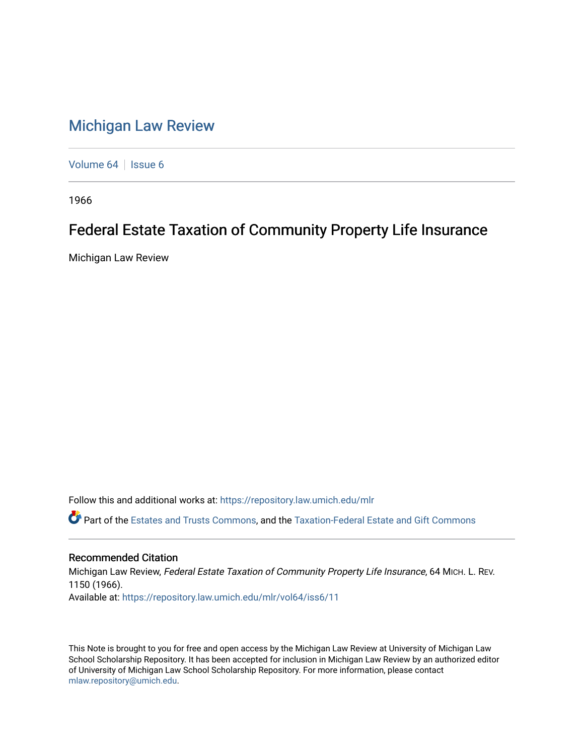# Michigan Law Review

Volume 64 | Issue 6

1966

## Federal Estate Taxation of Community Property Life Insurance

Michigan Law Review

Follow this and additional works at: https://repository.law.umich.edu/mlr

Part of the Estates and Trusts Commons, and the Taxation-Federal Estate and Gift Commons

### Recommended Citation

Michigan Law Review, *Federal Estate Taxation of Community Property Life Insurance*, 64 MICH. L. REV. 1150 (1966).

Available at: https://repository.law.umich.edu/mlr/vol64/iss6/11

This Note is brought to you for free and open access by the Michigan Law Review at University of Michigan Law School Scholarship Repository. It has been accepted for inclusion in Michigan Law Review by an authorized editor of University of Michigan Law School Scholarship Repository. For more information, please contact mlaw.repository@umich.edu.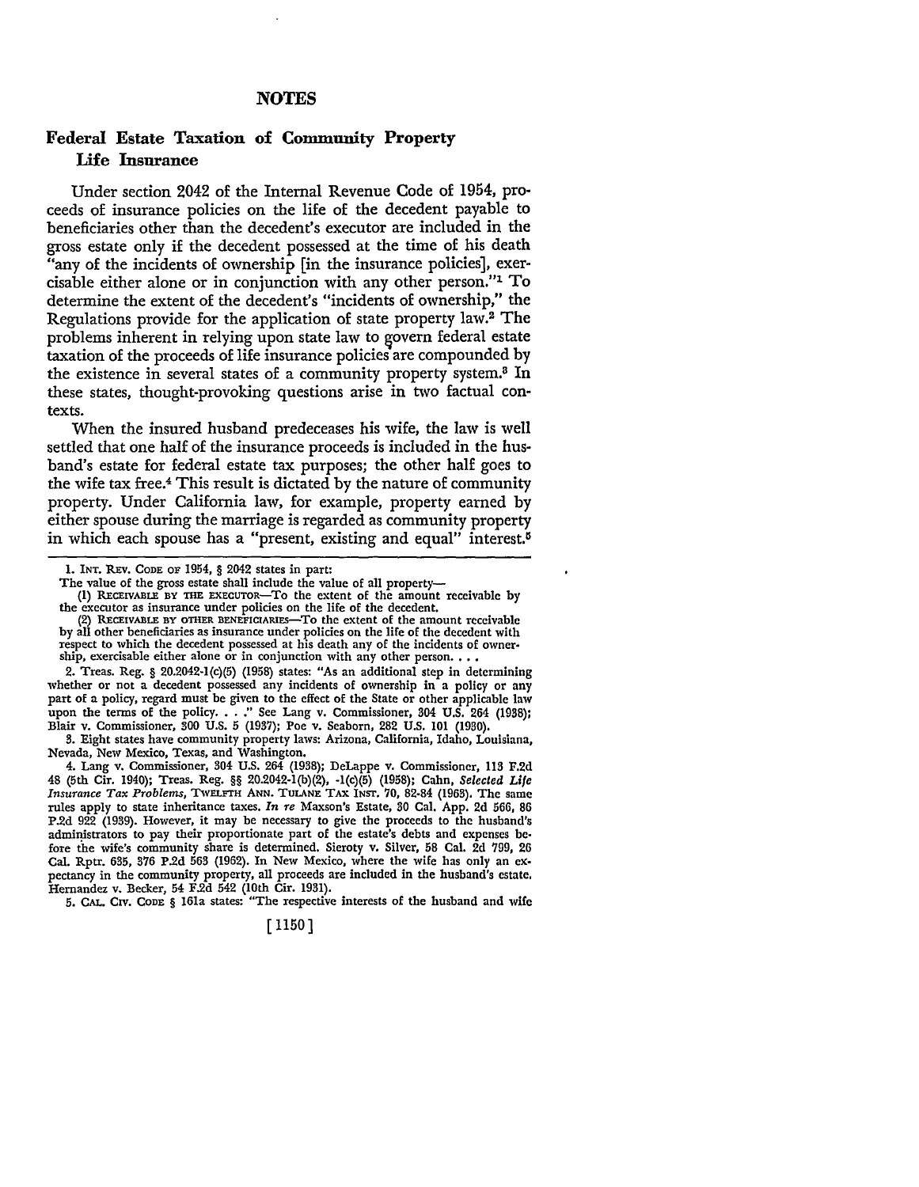# NOTES

## Federal Estate Taxation of Community Property Life Insurance

Under section 2042 of the Internal Revenue Code of 1954, proceeds of insurance policies on the life of the decedent payable to beneficiaries other than the decedent's executor are included in the gross estate only if the decedent possessed at the time of his death "any of the incidents of ownership [in the insurance policies], exercisable either alone or in conjunction with any other person."[1] To determine the extent of the decedent's "incidents of ownership," the Regulations provide for the application of state property law.[2] The problems inherent in relying upon state law to govern federal estate taxation of the proceeds of life insurance policies are compounded by the existence in several states of a community property system.[3] In these states, thought-provoking questions arise in two factual contexts.

When the insured husband predeceases his wife, the law is well settled that one half of the insurance proceeds is included in the husband's estate for federal estate tax purposes; the other half goes to the wife tax free.[4] This result is dictated by the nature of community property. Under California law, for example, property earned by either spouse during the marriage is regarded as community property in which each spouse has a "present, existing and equal" interest.[5]

---

1. INT. REV. CODE OF 1954, § 2042 states in part:

The value of the gross estate shall include the value of all property—

(1) RECEIVABLE BY THE EXECUTOR—To the extent of the amount receivable by the executor as insurance under policies on the life of the decedent.

(2) RECEIVABLE BY OTHER BENEFICIARIES—To the extent of the amount receivable by all other beneficiaries as insurance under policies on the life of the decedent with respect to which the decedent possessed at his death any of the incidents of ownership, exercisable either alone or in conjunction with any other person. . . .

2. Treas. Reg. § 20.2042-1(c)(5) (1958) states: "As an additional step in determining whether or not a decedent possessed any incidents of ownership in a policy or any part of a policy, regard must be given to the effect of the State or other applicable law upon the terms of the policy. . . ." See Lang v. Commissioner, 304 U.S. 264 (1938); Blair v. Commissioner, 300 U.S. 5 (1937); Poe v. Seaborn, 282 U.S. 101 (1930).

3. Eight states have community property laws: Arizona, California, Idaho, Louisiana, Nevada, New Mexico, Texas, and Washington.

4. Lang v. Commissioner, 304 U.S. 264 (1938); DeLappe v. Commissioner, 113 F.2d 48 (5th Cir. 1940); Treas. Reg. §§ 20.2042-1(b)(2), -1(c)(5) (1958); Cahn, *Selected Life Insurance Tax Problems*, TWELFTH ANN. TULANE TAX INST. 70, 82-84 (1963). The same rules apply to state inheritance taxes. *In re* Maxson's Estate, 30 Cal. App. 2d 566, 86 P.2d 922 (1939). However, it may be necessary to give the proceeds to the husband's administrators to pay their proportionate part of the estate's debts and expenses before the wife's community share is determined. Sieroty v. Silver, 58 Cal. 2d 799, 26 Cal. Rptr. 635, 376 P.2d 563 (1962). In New Mexico, where the wife has only an expectancy in the community property, all proceeds are included in the husband's estate. Hernandez v. Becker, 54 F.2d 542 (10th Cir. 1931).

5. CAL. CIV. CODE § 161a states: "The respective interests of the husband and wife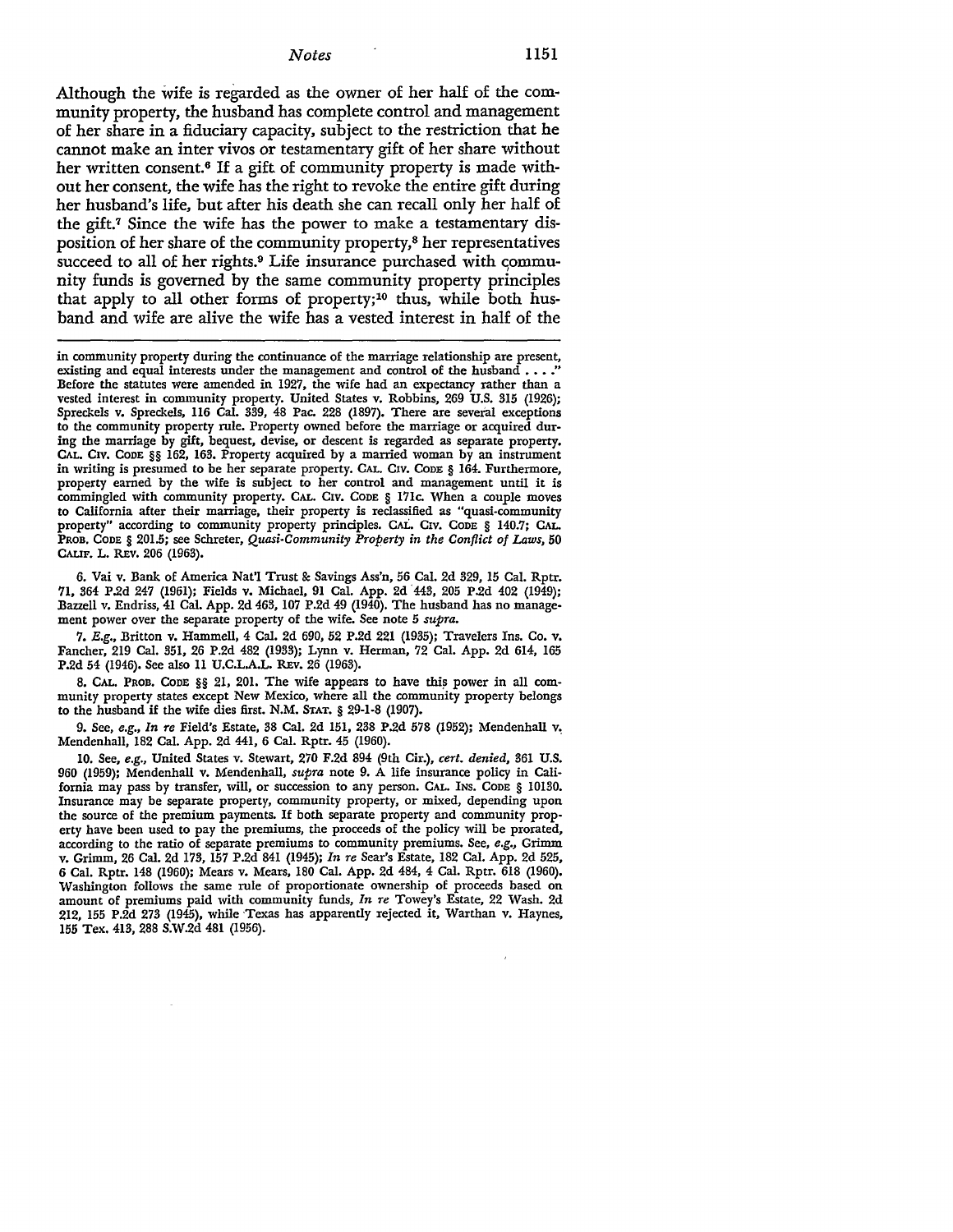Although the wife is regarded as the owner of her half of the community property, the husband has complete control and management of her share in a fiduciary capacity, subject to the restriction that he cannot make an inter vivos or testamentary gift of her share without her written consent.[6] If a gift of community property is made without her consent, the wife has the right to revoke the entire gift during her husband's life, but after his death she can recall only her half of the gift.[7] Since the wife has the power to make a testamentary disposition of her share of the community property,[8] her representatives succeed to all of her rights.[9] Life insurance purchased with community funds is governed by the same community property principles that apply to all other forms of property;[10] thus, while both husband and wife are alive the wife has a vested interest in half of the

---

in community property during the continuance of the marriage relationship are present, existing and equal interests under the management and control of the husband . . . ." Before the statutes were amended in 1927, the wife had an expectancy rather than a vested interest in community property. United States v. Robbins, 269 U.S. 315 (1926); Spreckels v. Spreckels, 116 Cal. 339, 48 Pac. 228 (1897). There are several exceptions to the community property rule. Property owned before the marriage or acquired during the marriage by gift, bequest, devise, or descent is regarded as separate property. CAL. CIV. CODE §§ 162, 163. Property acquired by a married woman by an instrument in writing is presumed to be her separate property. CAL. CIV. CODE § 164. Furthermore, property earned by the wife is subject to her control and management until it is commingled with community property. CAL. CIV. CODE § 171c. When a couple moves to California after their marriage, their property is reclassified as "quasi-community property" according to community property principles. CAL. CIV. CODE § 140.7; CAL. PROB. CODE § 201.5; see Schreter, *Quasi-Community Property in the Conflict of Laws*, 50 CALIF. L. REV. 206 (1962).

6. Vai v. Bank of America Nat'l Trust & Savings Ass'n, 56 Cal. 2d 329, 15 Cal. Rptr. 71, 364 P.2d 247 (1961); Fields v. Michael, 91 Cal. App. 2d 443, 205 P.2d 402 (1949); Bazzell v. Endriss, 41 Cal. App. 2d 463, 107 P.2d 49 (1940). The husband has no management power over the separate property of the wife. See note 5 *supra*.

7. *E.g.*, Britton v. Hammell, 4 Cal. 2d 690, 52 P.2d 221 (1935); Travelers Ins. Co. v. Fancher, 219 Cal. 351, 26 P.2d 482 (1933); Lynn v. Herman, 72 Cal. App. 2d 614, 165 P.2d 54 (1946). See also 11 U.C.L.A.L. REV. 26 (1963).

8. CAL. PROB. CODE §§ 21, 201. The wife appears to have this power in all community property states except New Mexico, where all the community property belongs to the husband if the wife dies first. N.M. STAT. § 29-1-8 (1907).

9. See, *e.g.*, *In re* Field's Estate, 38 Cal. 2d 151, 238 P.2d 578 (1952); Mendenhall v. Mendenhall, 182 Cal. App. 2d 441, 6 Cal. Rptr. 45 (1960).

10. See, *e.g.*, United States v. Stewart, 270 F.2d 894 (9th Cir.), *cert. denied*, 361 U.S. 960 (1959); Mendenhall v. Mendenhall, *supra* note 9. A life insurance policy in California may pass by transfer, will, or succession to any person. CAL. INS. CODE § 10130. Insurance may be separate property, community property, or mixed, depending upon the source of the premium payments. If both separate property and community property have been used to pay the premiums, the proceeds of the policy will be prorated, according to the ratio of separate premiums to community premiums. See, *e.g.*, Grimm v. Grimm, 26 Cal. 2d 173, 157 P.2d 841 (1945); *In re* Sear's Estate, 182 Cal. App. 2d 525, 6 Cal. Rptr. 148 (1960); Mears v. Mears, 180 Cal. App. 2d 484, 4 Cal. Rptr. 618 (1960). Washington follows the same rule of proportionate ownership of proceeds based on amount of premiums paid with community funds, *In re* Towey's Estate, 22 Wash. 2d 212, 155 P.2d 273 (1945), while Texas has apparently rejected it, Warthan v. Haynes, 155 Tex. 413, 288 S.W.2d 481 (1956).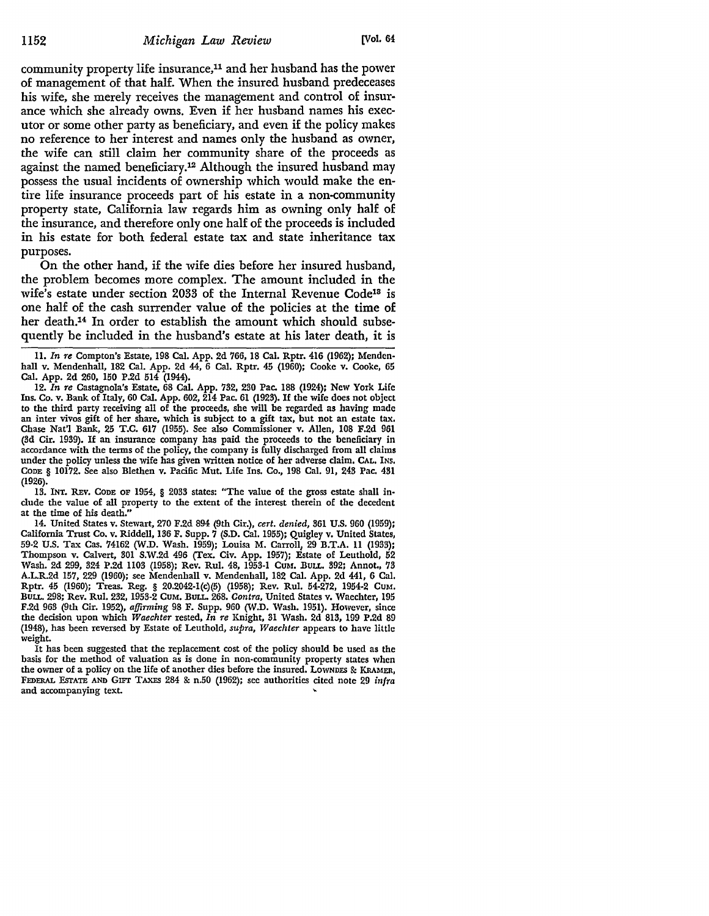community property life insurance,[11] and her husband has the power of management of that half. When the insured husband predeceases his wife, she merely receives the management and control of insurance which she already owns. Even if her husband names his executor or some other party as beneficiary, and even if the policy makes no reference to her interest and names only the husband as owner, the wife can still claim her community share of the proceeds as against the named beneficiary.[12] Although the insured husband may possess the usual incidents of ownership which would make the entire life insurance proceeds part of his estate in a non-community property state, California law regards him as owning only half of the insurance, and therefore only one half of the proceeds is included in his estate for both federal estate tax and state inheritance tax purposes.

On the other hand, if the wife dies before her insured husband, the problem becomes more complex. The amount included in the wife's estate under section 2033 of the Internal Revenue Code[13] is one half of the cash surrender value of the policies at the time of her death.[14] In order to establish the amount which should subsequently be included in the husband's estate at his later death, it is

---

11. *In re* Compton's Estate, 198 Cal. App. 2d 766, 18 Cal. Rptr. 416 (1962); Mendenhall v. Mendenhall, 182 Cal. App. 2d 44, 6 Cal. Rptr. 45 (1960); Cooke v. Cooke, 65 Cal. App. 2d 260, 150 P.2d 514 (1944).

12. *In re* Castagnola's Estate, 68 Cal. App. 732, 230 Pac. 188 (1924); New York Life Ins. Co. v. Bank of Italy, 60 Cal. App. 602, 214 Pac. 61 (1923). If the wife does not object to the third party receiving all of the proceeds, she will be regarded as having made an inter vivos gift of her share, which is subject to a gift tax, but not an estate tax. Chase Nat'l Bank, 25 T.C. 617 (1955). See also Commissioner v. Allen, 108 F.2d 961 (3d Cir. 1939). If an insurance company has paid the proceeds to the beneficiary in accordance with the terms of the policy, the company is fully discharged from all claims under the policy unless the wife has given written notice of her adverse claim. CAL. INS. CODE § 10172. See also Blethen v. Pacific Mut. Life Ins. Co., 198 Cal. 91, 243 Pac. 431 (1926).

13. INT. REV. CODE OF 1954, § 2033 states: "The value of the gross estate shall include the value of all property to the extent of the interest therein of the decedent at the time of his death."

14. United States v. Stewart, 270 F.2d 894 (9th Cir.), *cert. denied*, 361 U.S. 960 (1959); California Trust Co. v. Riddell, 136 F. Supp. 7 (S.D. Cal. 1955); Quigley v. United States, 59-2 U.S. Tax Cas. 74162 (W.D. Wash. 1959); Louisa M. Carroll, 29 B.T.A. 11 (1933); Thompson v. Calvert, 301 S.W.2d 496 (Tex. Civ. App. 1957); Estate of Leuthold, 52 Wash. 2d 299, 324 P.2d 1103 (1958); Rev. Rul. 48, 1953-1 CUM. BULL. 392; Annot., 73 A.L.R.2d 157, 229 (1960); see Mendenhall v. Mendenhall, 182 Cal. App. 2d 441, 6 Cal. Rptr. 45 (1960); Treas. Reg. § 20.2042-1(c)(5) (1958); Rev. Rul. 54-272, 1954-2 CUM. BULL. 298; Rev. Rul. 232, 1953-2 CUM. BULL. 268. *Contra*, United States v. Waechter, 195 F.2d 963 (9th Cir. 1952), *affirming* 98 F. Supp. 960 (W.D. Wash. 1951). However, since the decision upon which *Waechter* rested, *In re* Knight, 31 Wash. 2d 813, 199 P.2d 89 (1948), has been reversed by Estate of Leuthold, *supra*, *Waechter* appears to have little weight.

It has been suggested that the replacement cost of the policy should be used as the basis for the method of valuation as is done in non-community property states when the owner of a policy on the life of another dies before the insured. LOWNDES & KRAMER, FEDERAL ESTATE AND GIFT TAXES 284 & n.50 (1962); see authorities cited note 29 *infra* and accompanying text.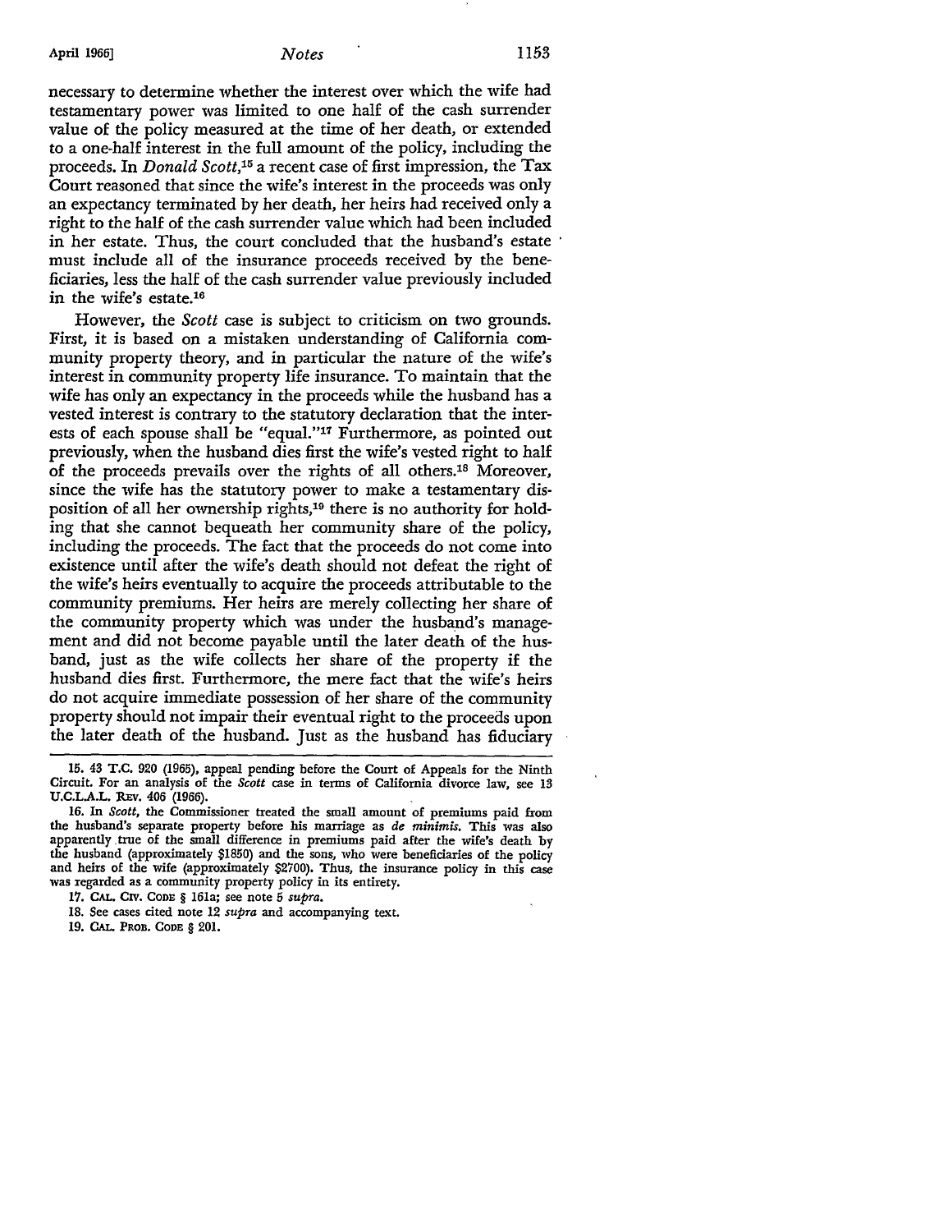necessary to determine whether the interest over which the wife had testamentary power was limited to one half of the cash surrender value of the policy measured at the time of her death, or extended to a one-half interest in the full amount of the policy, including the proceeds. In *Donald Scott*,[15] a recent case of first impression, the Tax Court reasoned that since the wife's interest in the proceeds was only an expectancy terminated by her death, her heirs had received only a right to the half of the cash surrender value which had been included in her estate. Thus, the court concluded that the husband's estate must include all of the insurance proceeds received by the beneficiaries, less the half of the cash surrender value previously included in the wife's estate.[16]

However, the *Scott* case is subject to criticism on two grounds. First, it is based on a mistaken understanding of California community property theory, and in particular the nature of the wife's interest in community property life insurance. To maintain that the wife has only an expectancy in the proceeds while the husband has a vested interest is contrary to the statutory declaration that the interests of each spouse shall be "equal."[17] Furthermore, as pointed out previously, when the husband dies first the wife's vested right to half of the proceeds prevails over the rights of all others.[18] Moreover, since the wife has the statutory power to make a testamentary disposition of all her ownership rights,[19] there is no authority for holding that she cannot bequeath her community share of the policy, including the proceeds. The fact that the proceeds do not come into existence until after the wife's death should not defeat the right of the wife's heirs eventually to acquire the proceeds attributable to the community premiums. Her heirs are merely collecting her share of the community property which was under the husband's management and did not become payable until the later death of the husband, just as the wife collects her share of the property if the husband dies first. Furthermore, the mere fact that the wife's heirs do not acquire immediate possession of her share of the community property should not impair their eventual right to the proceeds upon the later death of the husband. Just as the husband has fiduciary

---

15. 43 T.C. 920 (1965), appeal pending before the Court of Appeals for the Ninth Circuit. For an analysis of the *Scott* case in terms of California divorce law, see 13 U.C.L.A.L. Rev. 406 (1966).

16. In *Scott*, the Commissioner treated the small amount of premiums paid from the husband's separate property before his marriage as *de minimis*. This was also apparently true of the small difference in premiums paid after the wife's death by the husband (approximately $1850) and the sons, who were beneficiaries of the policy and heirs of the wife (approximately $2700). Thus, the insurance policy in this case was regarded as a community property policy in its entirety.

17. Cal. Civ. Code § 161a; see note 5 *supra*.

18. See cases cited note 12 *supra* and accompanying text.

19. Cal. Prob. Code § 201.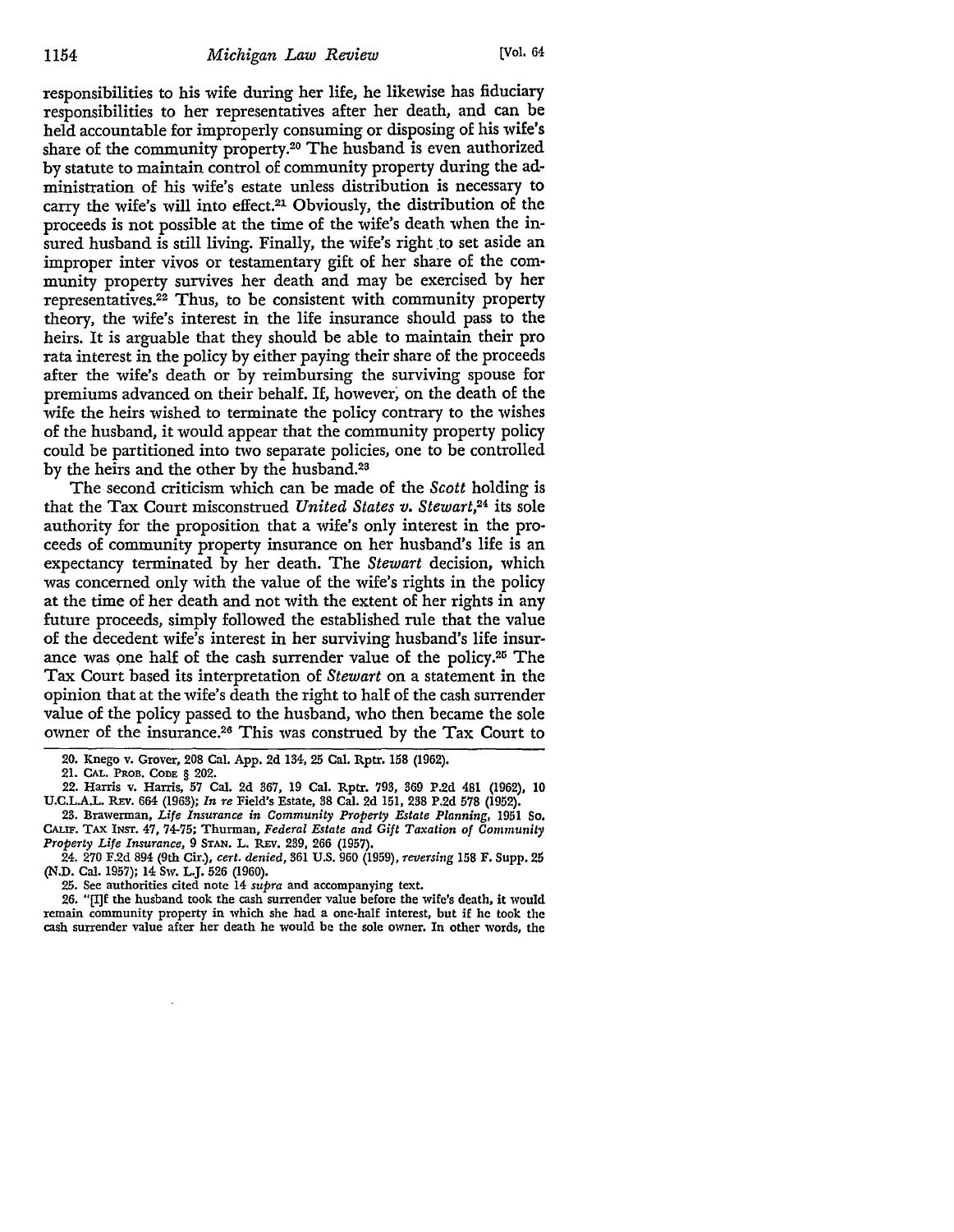responsibilities to his wife during her life, he likewise has fiduciary responsibilities to her representatives after her death, and can be held accountable for improperly consuming or disposing of his wife's share of the community property.[20] The husband is even authorized by statute to maintain control of community property during the administration of his wife's estate unless distribution is necessary to carry the wife's will into effect.[21] Obviously, the distribution of the proceeds is not possible at the time of the wife's death when the insured husband is still living. Finally, the wife's right to set aside an improper inter vivos or testamentary gift of her share of the community property survives her death and may be exercised by her representatives.[22] Thus, to be consistent with community property theory, the wife's interest in the life insurance should pass to the heirs. It is arguable that they should be able to maintain their pro rata interest in the policy by either paying their share of the proceeds after the wife's death or by reimbursing the surviving spouse for premiums advanced on their behalf. If, however, on the death of the wife the heirs wished to terminate the policy contrary to the wishes of the husband, it would appear that the community property policy could be partitioned into two separate policies, one to be controlled by the heirs and the other by the husband.[23]

The second criticism which can be made of the *Scott* holding is that the Tax Court misconstrued *United States v. Stewart*,[24] its sole authority for the proposition that a wife's only interest in the proceeds of community property insurance on her husband's life is an expectancy terminated by her death. The *Stewart* decision, which was concerned only with the value of the wife's rights in the policy at the time of her death and not with the extent of her rights in any future proceeds, simply followed the established rule that the value of the decedent wife's interest in her surviving husband's life insurance was one half of the cash surrender value of the policy.[25] The Tax Court based its interpretation of *Stewart* on a statement in the opinion that at the wife's death the right to half of the cash surrender value of the policy passed to the husband, who then became the sole owner of the insurance.[26] This was construed by the Tax Court to

---

20. Knego v. Grover, 208 Cal. App. 2d 134, 25 Cal. Rptr. 158 (1962).

21. CAL. PROB. CODE § 202.

22. Harris v. Harris, 57 Cal. 2d 367, 19 Cal. Rptr. 793, 369 P.2d 481 (1962), 10 U.C.L.A.L. REV. 664 (1963); *In re* Field's Estate, 38 Cal. 2d 151, 238 P.2d 578 (1952).

23. Brawerman, *Life Insurance in Community Property Estate Planning*, 1951 SO. CALIF. TAX INST. 47, 74-75; Thurman, *Federal Estate and Gift Taxation of Community Property Life Insurance*, 9 STAN. L. REV. 239, 266 (1957).

24. 270 F.2d 894 (9th Cir.), *cert. denied*, 361 U.S. 960 (1959), *reversing* 158 F. Supp. 25 (N.D. Cal. 1957); 14 Sw. L.J. 526 (1960).

25. See authorities cited note 14 *supra* and accompanying text.

26. "[I]f the husband took the cash surrender value before the wife's death, it would remain community property in which she had a one-half interest, but if he took the cash surrender value after her death he would be the sole owner. In other words, the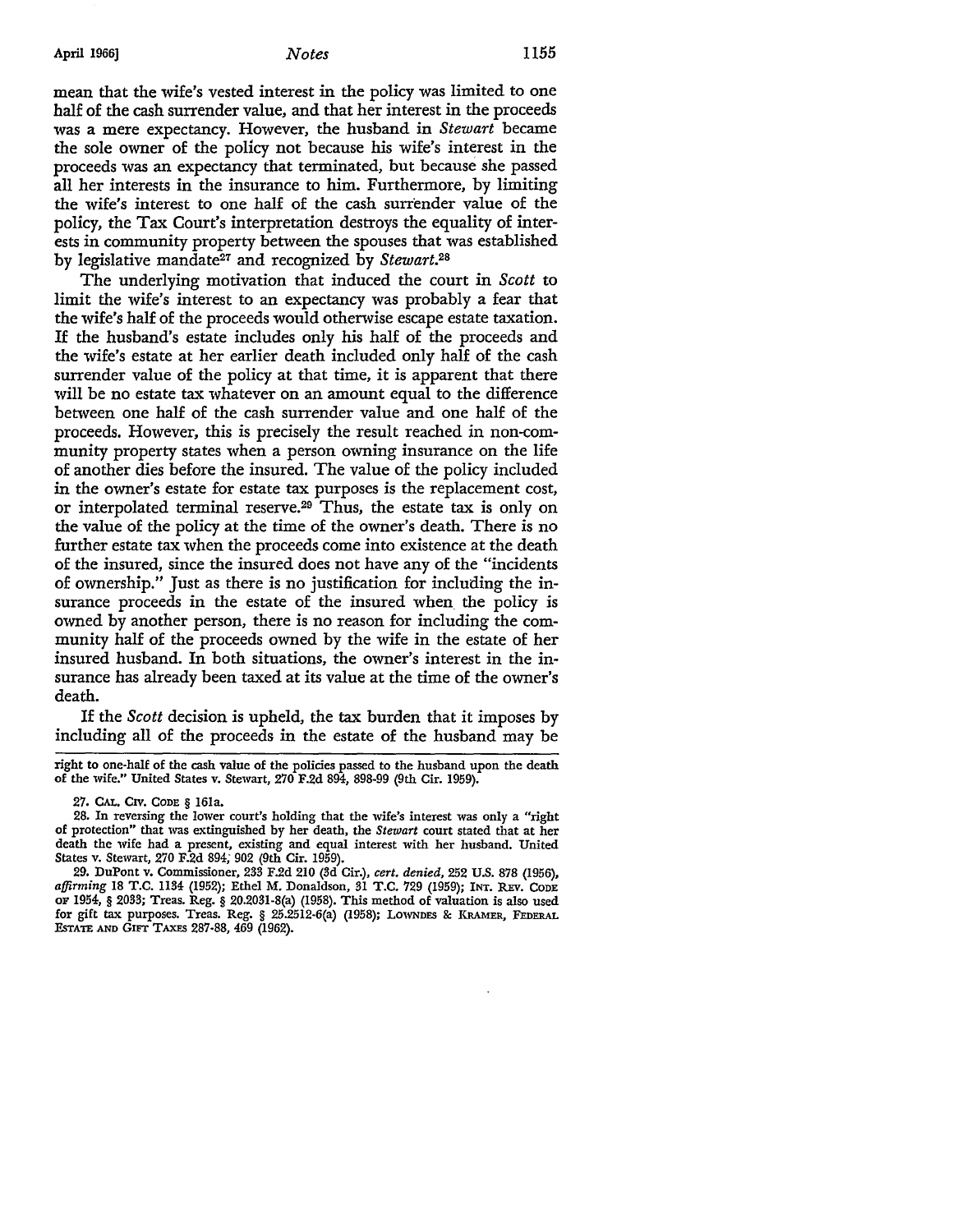mean that the wife's vested interest in the policy was limited to one half of the cash surrender value, and that her interest in the proceeds was a mere expectancy. However, the husband in *Stewart* became the sole owner of the policy not because his wife's interest in the proceeds was an expectancy that terminated, but because she passed all her interests in the insurance to him. Furthermore, by limiting the wife's interest to one half of the cash surrender value of the policy, the Tax Court's interpretation destroys the equality of interests in community property between the spouses that was established by legislative mandate[27] and recognized by *Stewart*.[28]

The underlying motivation that induced the court in *Scott* to limit the wife's interest to an expectancy was probably a fear that the wife's half of the proceeds would otherwise escape estate taxation. If the husband's estate includes only his half of the proceeds and the wife's estate at her earlier death included only half of the cash surrender value of the policy at that time, it is apparent that there will be no estate tax whatever on an amount equal to the difference between one half of the cash surrender value and one half of the proceeds. However, this is precisely the result reached in non-community property states when a person owning insurance on the life of another dies before the insured. The value of the policy included in the owner's estate for estate tax purposes is the replacement cost, or interpolated terminal reserve.[29] Thus, the estate tax is only on the value of the policy at the time of the owner's death. There is no further estate tax when the proceeds come into existence at the death of the insured, since the insured does not have any of the "incidents of ownership." Just as there is no justification for including the insurance proceeds in the estate of the insured when the policy is owned by another person, there is no reason for including the community half of the proceeds owned by the wife in the estate of her insured husband. In both situations, the owner's interest in the insurance has already been taxed at its value at the time of the owner's death.

If the *Scott* decision is upheld, the tax burden that it imposes by including all of the proceeds in the estate of the husband may be

---

right to one-half of the cash value of the policies passed to the husband upon the death of the wife." United States v. Stewart, 270 F.2d 894, 898-99 (9th Cir. 1959).

27. CAL. CIV. CODE § 161a.

28. In reversing the lower court's holding that the wife's interest was only a "right of protection" that was extinguished by her death, the *Stewart* court stated that at her death the wife had a present, existing and equal interest with her husband. United States v. Stewart, 270 F.2d 894, 902 (9th Cir. 1959).

29. DuPont v. Commissioner, 233 F.2d 210 (3d Cir.), *cert. denied*, 252 U.S. 878 (1956), *affirming* 18 T.C. 1134 (1952); Ethel M. Donaldson, 31 T.C. 729 (1959); INT. REV. CODE OF 1954, § 2033; Treas. Reg. § 20.2031-8(a) (1958). This method of valuation is also used for gift tax purposes. Treas. Reg. § 25.2512-6(a) (1958); LOWNDES & KRAMER, FEDERAL ESTATE AND GIFT TAXES 287-88, 469 (1962).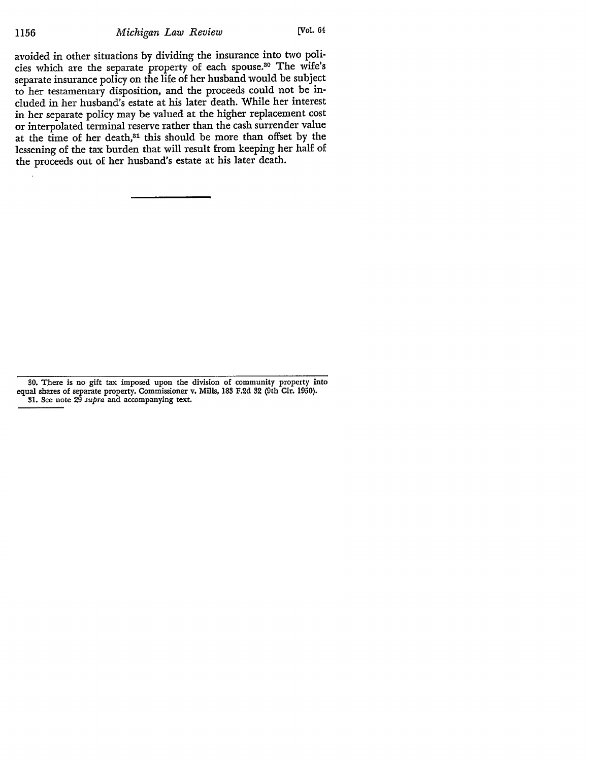avoided in other situations by dividing the insurance into two policies which are the separate property of each spouse.[30] The wife's separate insurance policy on the life of her husband would be subject to her testamentary disposition, and the proceeds could not be included in her husband's estate at his later death. While her interest in her separate policy may be valued at the higher replacement cost or interpolated terminal reserve rather than the cash surrender value at the time of her death,[31] this should be more than offset by the lessening of the tax burden that will result from keeping her half of the proceeds out of her husband's estate at his later death.

---

30. There is no gift tax imposed upon the division of community property into equal shares of separate property. Commissioner v. Mills, 183 F.2d 32 (9th Cir. 1950).

31. See note 29 *supra* and accompanying text.